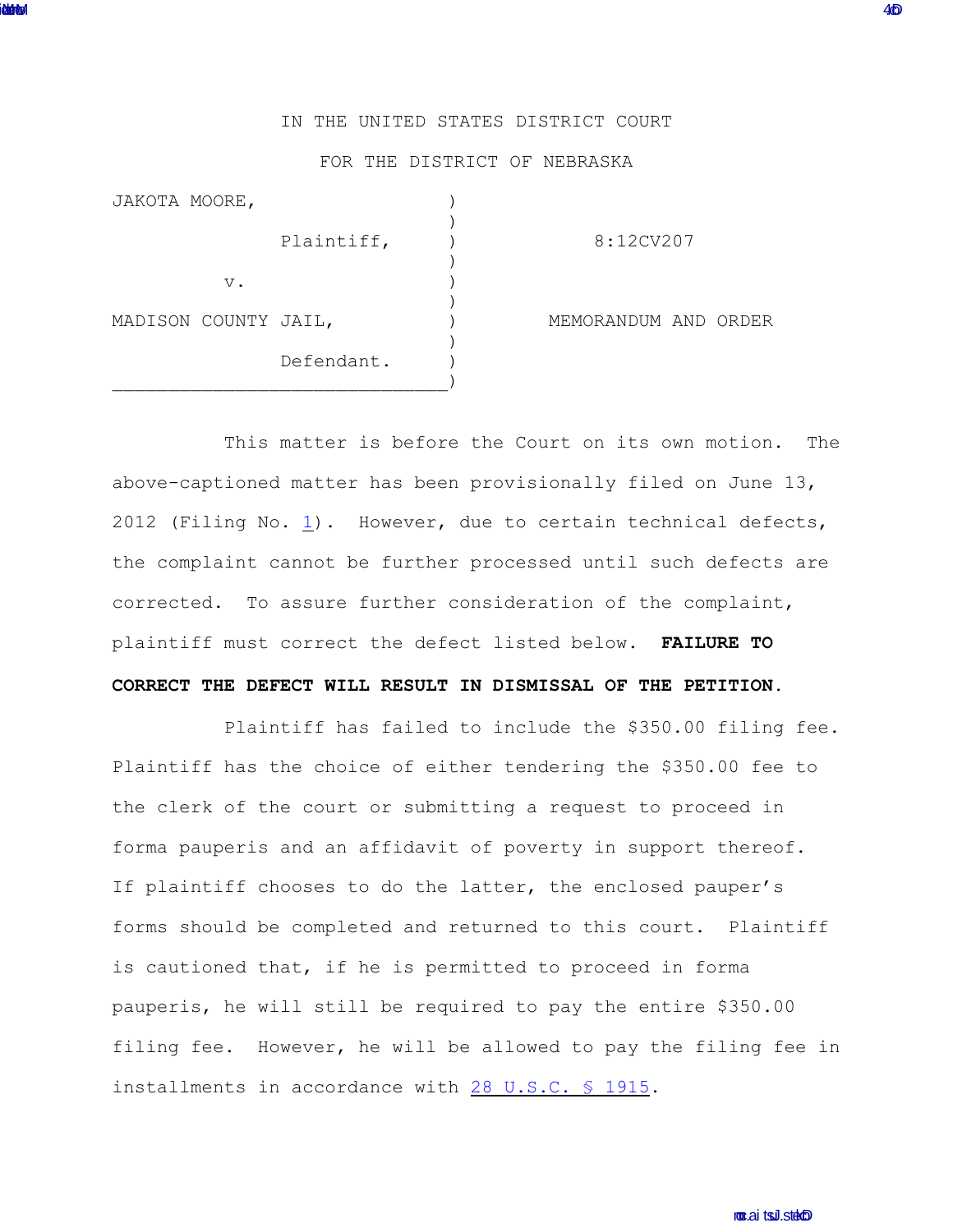IN THE UNITED STATES DISTRICT COURT

FOR THE DISTRICT OF NEBRASKA

| | | |
|---|---|---|
| JAKOTA MOORE, | ) | |
| Plaintiff, | ) | 8:12CV207 |
| v. | ) | |
| MADISON COUNTY JAIL, | ) | MEMORANDUM AND ORDER |
| Defendant. | ) | |

This matter is before the Court on its own motion. The above-captioned matter has been provisionally filed on June 13, 2012 (Filing No. 1). However, due to certain technical defects, the complaint cannot be further processed until such defects are corrected. To assure further consideration of the complaint, plaintiff must correct the defect listed below. **FAILURE TO CORRECT THE DEFECT WILL RESULT IN DISMISSAL OF THE PETITION.**

Plaintiff has failed to include the $350.00 filing fee. Plaintiff has the choice of either tendering the $350.00 fee to the clerk of the court or submitting a request to proceed in forma pauperis and an affidavit of poverty in support thereof. If plaintiff chooses to do the latter, the enclosed pauper's forms should be completed and returned to this court. Plaintiff is cautioned that, if he is permitted to proceed in forma pauperis, he will still be required to pay the entire $350.00 filing fee. However, he will be allowed to pay the filing fee in installments in accordance with 28 U.S.C. § 1915.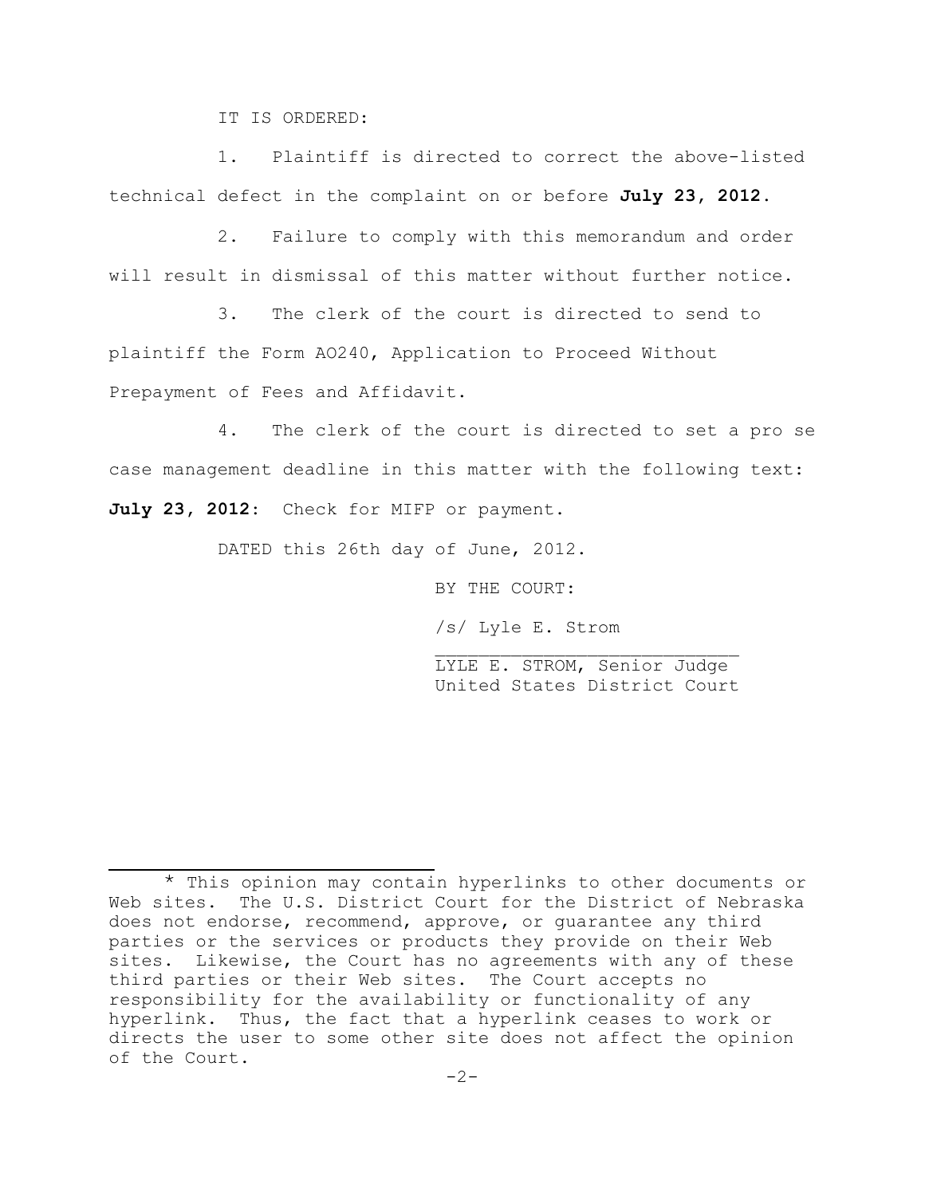IT IS ORDERED:

1. Plaintiff is directed to correct the above-listed technical defect in the complaint on or before **July 23, 2012**.

2. Failure to comply with this memorandum and order will result in dismissal of this matter without further notice.

3. The clerk of the court is directed to send to plaintiff the Form AO240, Application to Proceed Without Prepayment of Fees and Affidavit.

4. The clerk of the court is directed to set a pro se case management deadline in this matter with the following text: **July 23, 2012**: Check for MIFP or payment.

DATED this 26th day of June, 2012.

BY THE COURT:

/s/ Lyle E. Strom

LYLE E. STROM, Senior Judge
United States District Court

---

* This opinion may contain hyperlinks to other documents or Web sites. The U.S. District Court for the District of Nebraska does not endorse, recommend, approve, or guarantee any third parties or the services or products they provide on their Web sites. Likewise, the Court has no agreements with any of these third parties or their Web sites. The Court accepts no responsibility for the availability or functionality of any hyperlink. Thus, the fact that a hyperlink ceases to work or directs the user to some other site does not affect the opinion of the Court.